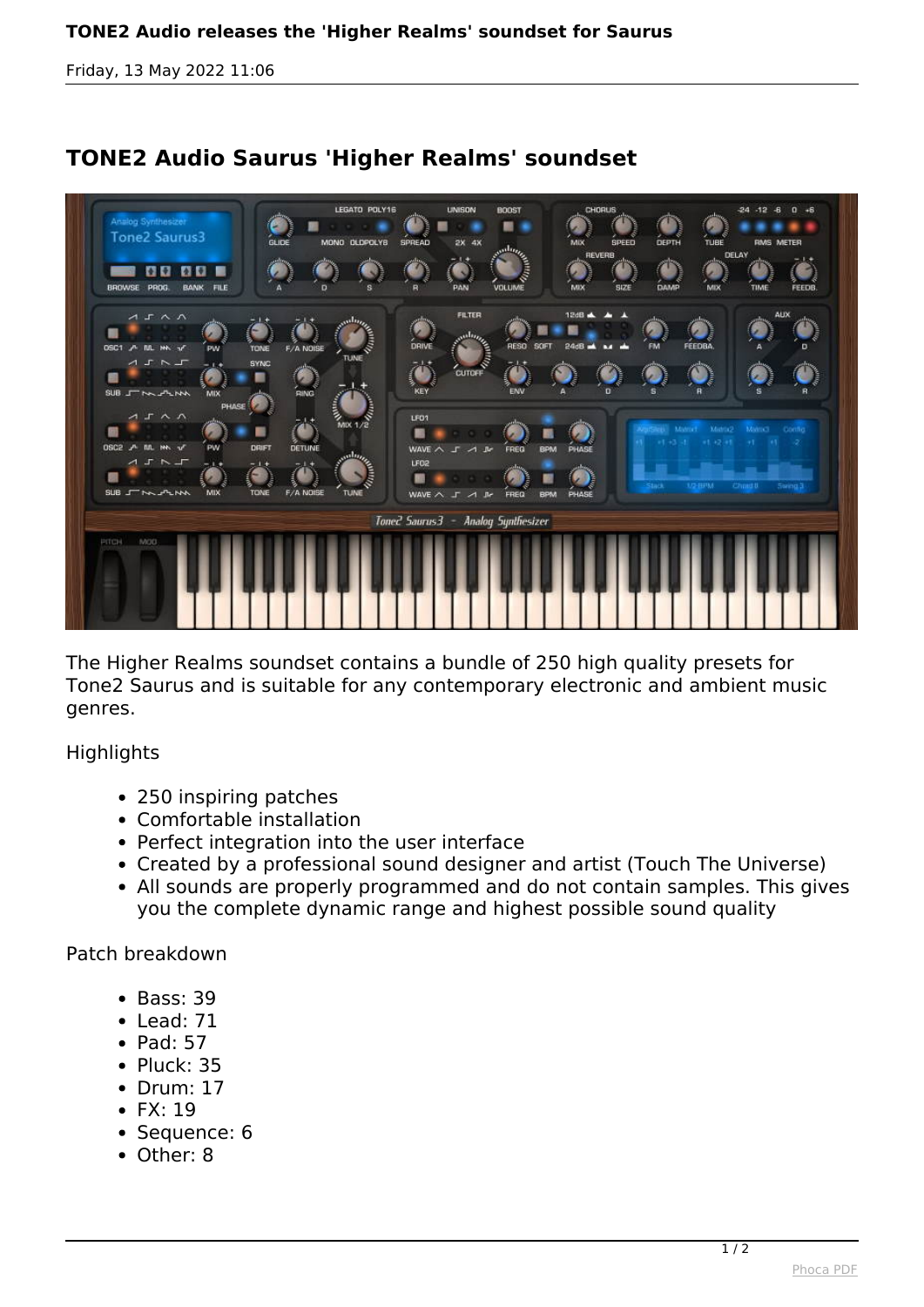# TONE2 Audio releases the 'Higher Realms' soundset for Saurus

Friday, 13 May 2022 11:06

## TONE2 Audio Saurus 'Higher Realms' soundset

The Higher Realms soundset contains a bundle of 250 high quality presets for Tone2 Saurus and is suitable for any contemporary electronic and ambient music genres.

Highlights

- 250 inspiring patches
- Comfortable installation
- Perfect integration into the user interface
- Created by a professional sound designer and artist (Touch The Universe)
- All sounds are properly programmed and do not contain samples. This gives you the complete dynamic range and highest possible sound quality

Patch breakdown

- Bass: 39
- Lead: 71
- Pad: 57
- Pluck: 35
- Drum: 17
- FX: 19
- Sequence: 6
- Other: 8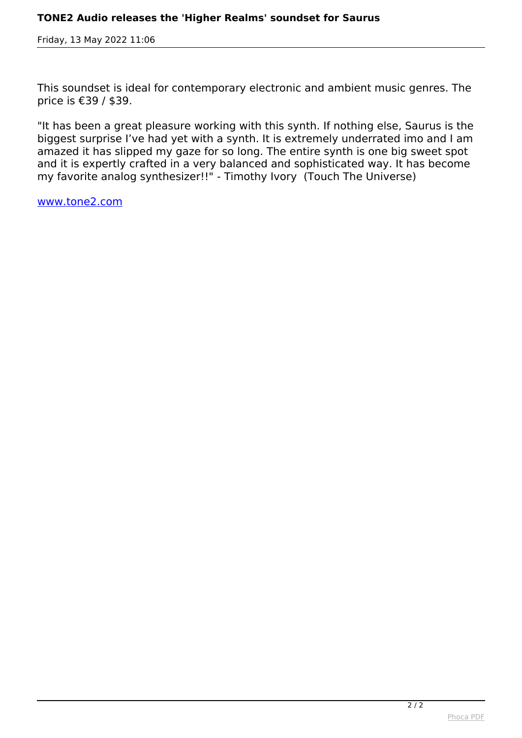This soundset is ideal for contemporary electronic and ambient music genres. The price is €39 / $39.

"It has been a great pleasure working with this synth. If nothing else, Saurus is the biggest surprise I've had yet with a synth. It is extremely underrated imo and I am amazed it has slipped my gaze for so long. The entire synth is one big sweet spot and it is expertly crafted in a very balanced and sophisticated way. It has become my favorite analog synthesizer!!" - Timothy Ivory  (Touch The Universe)

www.tone2.com